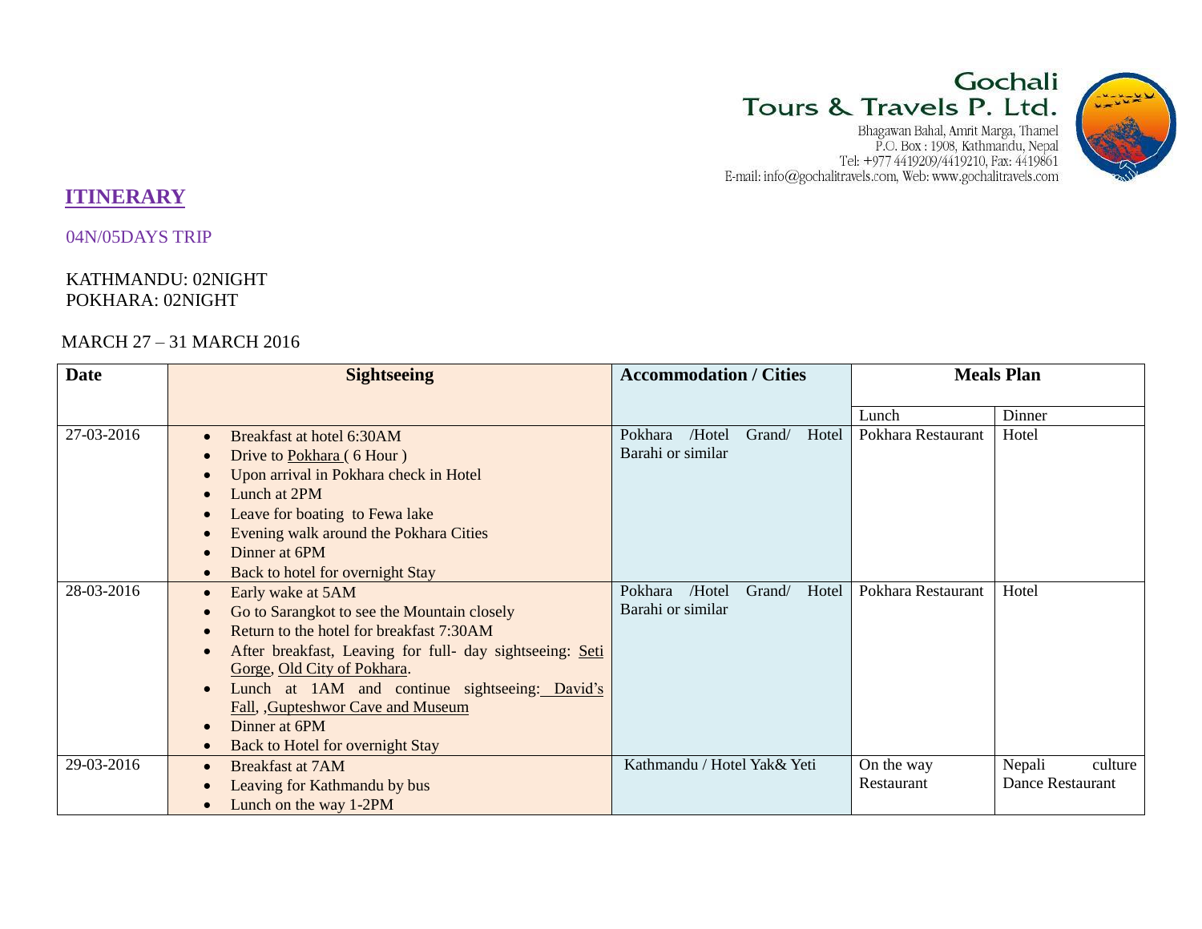Gochali
Tours & Travels P. Ltd.
Bhagawan Bahal, Amrit Marga, Thamel
P.O. Box : 1908, Kathmandu, Nepal
Tel: +977 4419209/4419210, Fax: 4419861
E-mail: info@gochalitravels.com, Web: www.gochalitravels.com

# ITINERARY

04N/05DAYS TRIP

KATHMANDU: 02NIGHT
POKHARA: 02NIGHT

MARCH 27 – 31 MARCH 2016

| Date | Sightseeing | Accommodation / Cities | Meals Plan | |
|---|---|---|---|---|
| | | | Lunch | Dinner |
| 27-03-2016 | • Breakfast at hotel 6:30AM<br>• Drive to Pokhara ( 6 Hour )<br>• Upon arrival in Pokhara check in Hotel<br>• Lunch at 2PM<br>• Leave for boating to Fewa lake<br>• Evening walk around the Pokhara Cities<br>• Dinner at 6PM<br>• Back to hotel for overnight Stay | Pokhara /Hotel Grand/ Hotel Barahi or similar | Pokhara Restaurant | Hotel |
| 28-03-2016 | • Early wake at 5AM<br>• Go to Sarangkot to see the Mountain closely<br>• Return to the hotel for breakfast 7:30AM<br>• After breakfast, Leaving for full- day sightseeing: Seti Gorge, Old City of Pokhara.<br>• Lunch at 1AM and continue sightseeing: David's Fall, ,Gupteshwor Cave and Museum<br>• Dinner at 6PM<br>• Back to Hotel for overnight Stay | Pokhara /Hotel Grand/ Hotel Barahi or similar | Pokhara Restaurant | Hotel |
| 29-03-2016 | • Breakfast at 7AM<br>• Leaving for Kathmandu by bus<br>• Lunch on the way 1-2PM | Kathmandu / Hotel Yak& Yeti | On the way Restaurant | Nepali culture Dance Restaurant |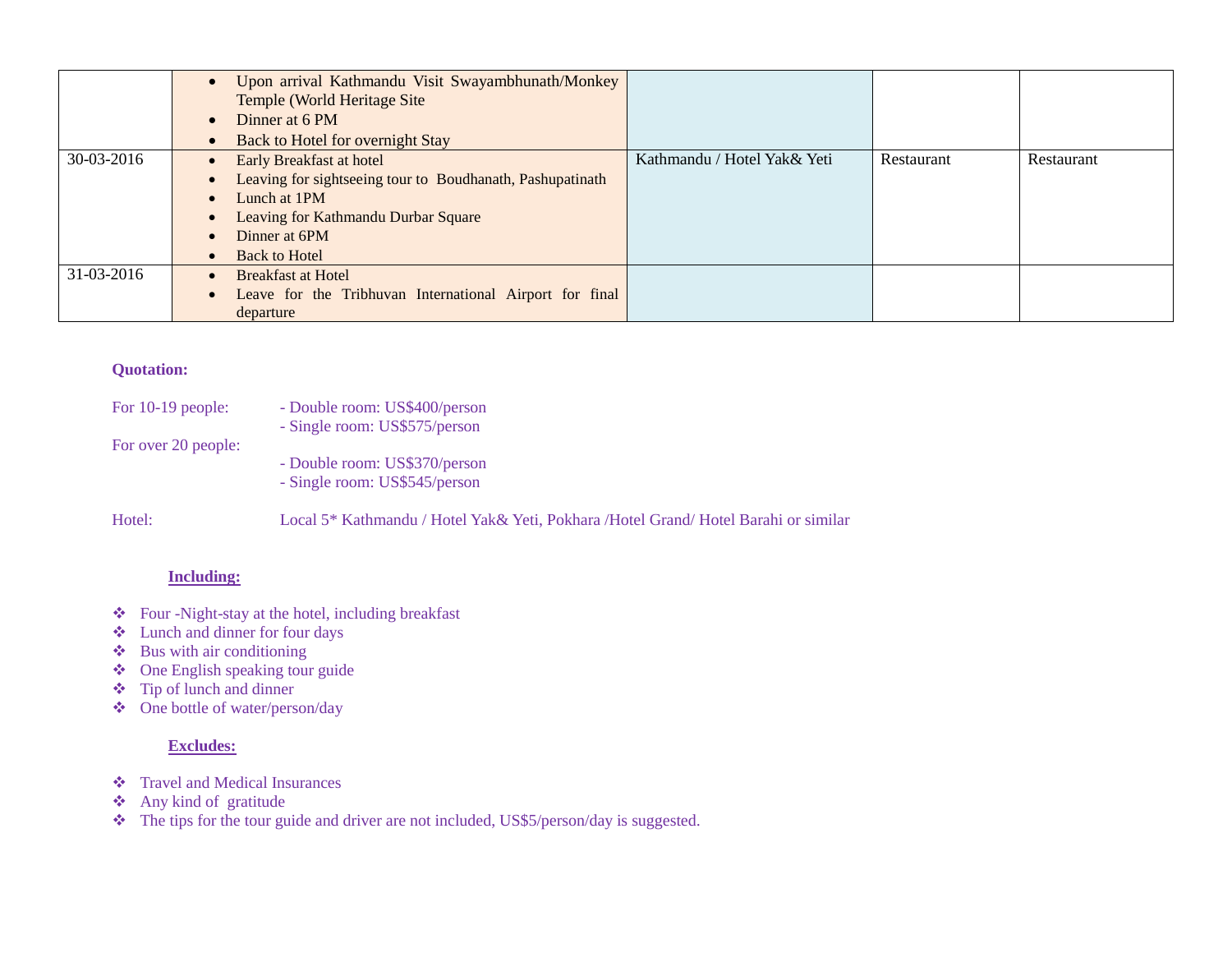| | | | | |
|---|---|---|---|---|
| | • Upon arrival Kathmandu Visit Swayambhunath/Monkey Temple (World Heritage Site<br>• Dinner at 6 PM<br>• Back to Hotel for overnight Stay | | | |
| 30-03-2016 | • Early Breakfast at hotel<br>• Leaving for sightseeing tour to Boudhanath, Pashupatinath<br>• Lunch at 1PM<br>• Leaving for Kathmandu Durbar Square<br>• Dinner at 6PM<br>• Back to Hotel | Kathmandu / Hotel Yak& Yeti | Restaurant | Restaurant |
| 31-03-2016 | • Breakfast at Hotel<br>• Leave for the Tribhuvan International Airport for final departure | | | |

**Quotation:**

For 10-19 people:
- Double room: US$400/person
- Single room: US$575/person

For over 20 people:
- Double room: US$370/person
- Single room: US$545/person

Hotel: Local 5* Kathmandu / Hotel Yak& Yeti, Pokhara /Hotel Grand/ Hotel Barahi or similar

**Including:**

- Four -Night-stay at the hotel, including breakfast
- Lunch and dinner for four days
- Bus with air conditioning
- One English speaking tour guide
- Tip of lunch and dinner
- One bottle of water/person/day

**Excludes:**

- Travel and Medical Insurances
- Any kind of gratitude
- The tips for the tour guide and driver are not included, US$5/person/day is suggested.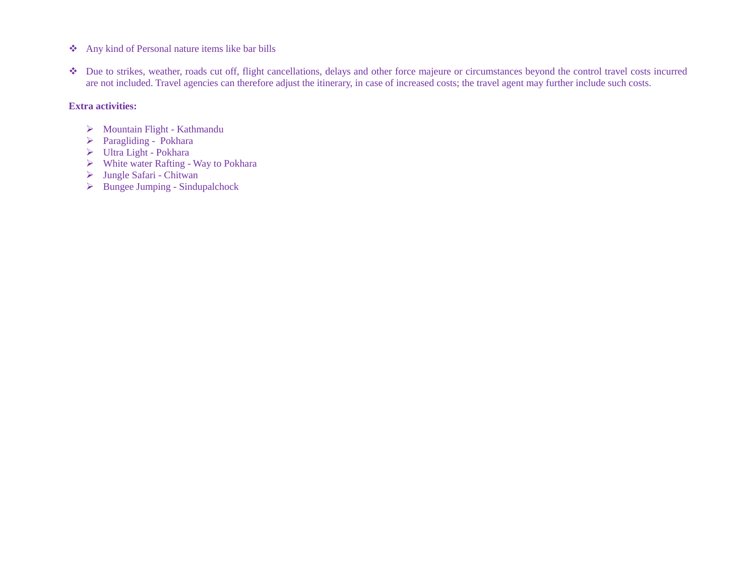- Any kind of Personal nature items like bar bills

- Due to strikes, weather, roads cut off, flight cancellations, delays and other force majeure or circumstances beyond the control travel costs incurred are not included. Travel agencies can therefore adjust the itinerary, in case of increased costs; the travel agent may further include such costs.

**Extra activities:**

- Mountain Flight - Kathmandu
- Paragliding - Pokhara
- Ultra Light - Pokhara
- White water Rafting - Way to Pokhara
- Jungle Safari - Chitwan
- Bungee Jumping - Sindupalchock